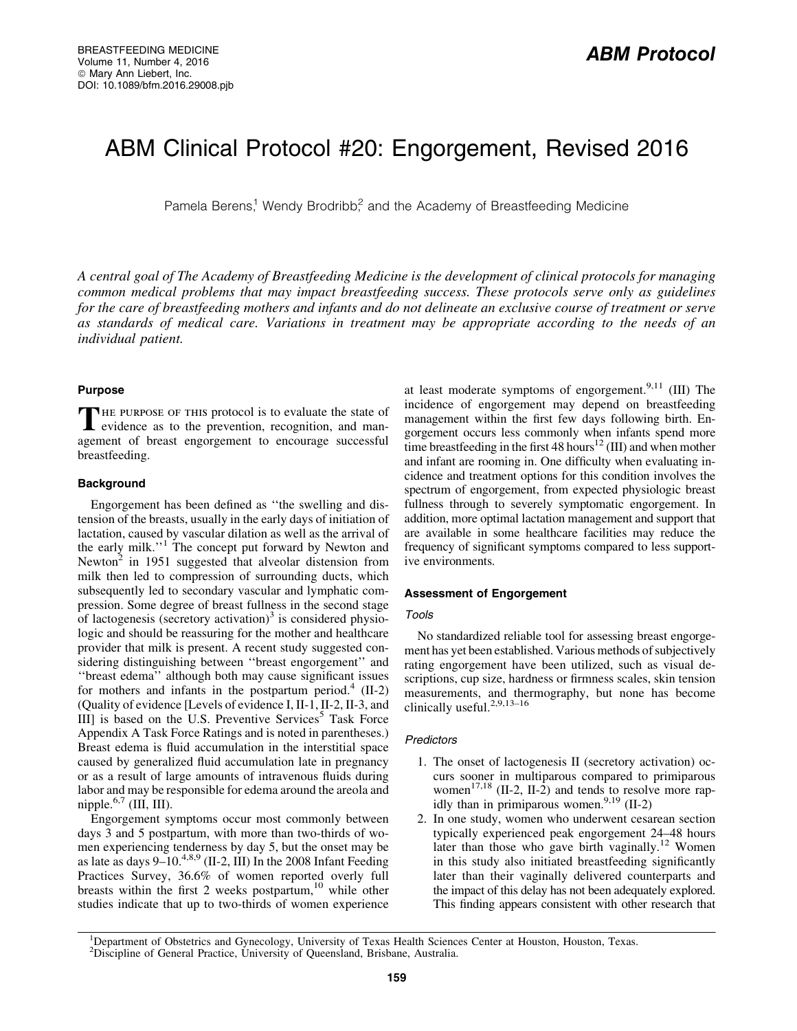# ABM Clinical Protocol #20: Engorgement, Revised 2016

Pamela Berens,[1] Wendy Brodribb,[2] and the Academy of Breastfeeding Medicine

*A central goal of The Academy of Breastfeeding Medicine is the development of clinical protocols for managing common medical problems that may impact breastfeeding success. These protocols serve only as guidelines for the care of breastfeeding mothers and infants and do not delineate an exclusive course of treatment or serve as standards of medical care. Variations in treatment may be appropriate according to the needs of an individual patient.*

## Purpose

The purpose of this protocol is to evaluate the state of evidence as to the prevention, recognition, and management of breast engorgement to encourage successful breastfeeding.

## Background

Engorgement has been defined as "the swelling and distension of the breasts, usually in the early days of initiation of lactation, caused by vascular dilation as well as the arrival of the early milk."[1] The concept put forward by Newton and Newton[2] in 1951 suggested that alveolar distension from milk then led to compression of surrounding ducts, which subsequently led to secondary vascular and lymphatic compression. Some degree of breast fullness in the second stage of lactogenesis (secretory activation)[3] is considered physiologic and should be reassuring for the mother and healthcare provider that milk is present. A recent study suggested considering distinguishing between "breast engorgement" and "breast edema" although both may cause significant issues for mothers and infants in the postpartum period.[4] (II-2) (Quality of evidence [Levels of evidence I, II-1, II-2, II-3, and III] is based on the U.S. Preventive Services[5] Task Force Appendix A Task Force Ratings and is noted in parentheses.) Breast edema is fluid accumulation in the interstitial space caused by generalized fluid accumulation late in pregnancy or as a result of large amounts of intravenous fluids during labor and may be responsible for edema around the areola and nipple.[6,7] (III, III).

Engorgement symptoms occur most commonly between days 3 and 5 postpartum, with more than two-thirds of women experiencing tenderness by day 5, but the onset may be as late as days 9–10.[4,8,9] (II-2, III) In the 2008 Infant Feeding Practices Survey, 36.6% of women reported overly full breasts within the first 2 weeks postpartum,[10] while other studies indicate that up to two-thirds of women experience at least moderate symptoms of engorgement.[9,11] (III) The incidence of engorgement may depend on breastfeeding management within the first few days following birth. Engorgement occurs less commonly when infants spend more time breastfeeding in the first 48 hours[12] (III) and when mother and infant are rooming in. One difficulty when evaluating incidence and treatment options for this condition involves the spectrum of engorgement, from expected physiologic breast fullness through to severely symptomatic engorgement. In addition, more optimal lactation management and support that are available in some healthcare facilities may reduce the frequency of significant symptoms compared to less supportive environments.

## Assessment of Engorgement

### Tools

No standardized reliable tool for assessing breast engorgement has yet been established. Various methods of subjectively rating engorgement have been utilized, such as visual descriptions, cup size, hardness or firmness scales, skin tension measurements, and thermography, but none has become clinically useful.[2,9,13–16]

### Predictors

1. The onset of lactogenesis II (secretory activation) occurs sooner in multiparous compared to primiparous women[17,18] (II-2, II-2) and tends to resolve more rapidly than in primiparous women.[9,19] (II-2)
2. In one study, women who underwent cesarean section typically experienced peak engorgement 24–48 hours later than those who gave birth vaginally.[12] Women in this study also initiated breastfeeding significantly later than their vaginally delivered counterparts and the impact of this delay has not been adequately explored. This finding appears consistent with other research that

[1]Department of Obstetrics and Gynecology, University of Texas Health Sciences Center at Houston, Houston, Texas.
[2]Discipline of General Practice, University of Queensland, Brisbane, Australia.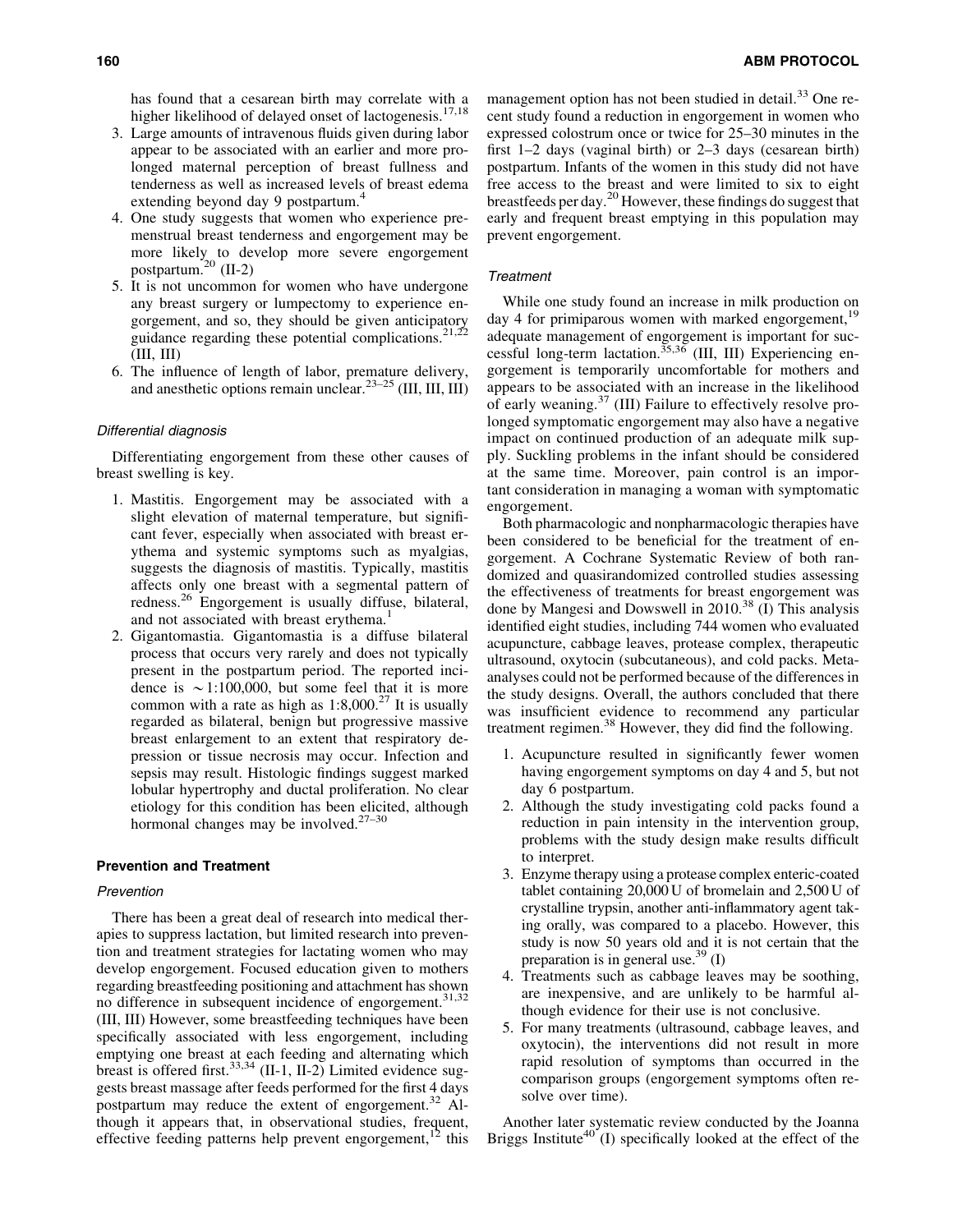has found that a cesarean birth may correlate with a higher likelihood of delayed onset of lactogenesis.[17,18]

3. Large amounts of intravenous fluids given during labor appear to be associated with an earlier and more prolonged maternal perception of breast fullness and tenderness as well as increased levels of breast edema extending beyond day 9 postpartum.[4]
4. One study suggests that women who experience premenstrual breast tenderness and engorgement may be more likely to develop more severe engorgement postpartum.[20] (II-2)
5. It is not uncommon for women who have undergone any breast surgery or lumpectomy to experience engorgement, and so, they should be given anticipatory guidance regarding these potential complications.[21,22] (III, III)
6. The influence of length of labor, premature delivery, and anesthetic options remain unclear.[23–25] (III, III, III)

### *Differential diagnosis*

Differentiating engorgement from these other causes of breast swelling is key.

1. Mastitis. Engorgement may be associated with a slight elevation of maternal temperature, but significant fever, especially when associated with breast erythema and systemic symptoms such as myalgias, suggests the diagnosis of mastitis. Typically, mastitis affects only one breast with a segmental pattern of redness.[26] Engorgement is usually diffuse, bilateral, and not associated with breast erythema.[1]
2. Gigantomastia. Gigantomastia is a diffuse bilateral process that occurs very rarely and does not typically present in the postpartum period. The reported incidence is ~1:100,000, but some feel that it is more common with a rate as high as 1:8,000.[27] It is usually regarded as bilateral, benign but progressive massive breast enlargement to an extent that respiratory depression or tissue necrosis may occur. Infection and sepsis may result. Histologic findings suggest marked lobular hypertrophy and ductal proliferation. No clear etiology for this condition has been elicited, although hormonal changes may be involved.[27–30]

## Prevention and Treatment

### *Prevention*

There has been a great deal of research into medical therapies to suppress lactation, but limited research into prevention and treatment strategies for lactating women who may develop engorgement. Focused education given to mothers regarding breastfeeding positioning and attachment has shown no difference in subsequent incidence of engorgement.[31,32] (III, III) However, some breastfeeding techniques have been specifically associated with less engorgement, including emptying one breast at each feeding and alternating which breast is offered first.[33,34] (II-1, II-2) Limited evidence suggests breast massage after feeds performed for the first 4 days postpartum may reduce the extent of engorgement.[32] Although it appears that, in observational studies, frequent, effective feeding patterns help prevent engorgement,[12] this management option has not been studied in detail.[33] One recent study found a reduction in engorgement in women who expressed colostrum once or twice for 25–30 minutes in the first 1–2 days (vaginal birth) or 2–3 days (cesarean birth) postpartum. Infants of the women in this study did not have free access to the breast and were limited to six to eight breastfeeds per day.[20] However, these findings do suggest that early and frequent breast emptying in this population may prevent engorgement.

### *Treatment*

While one study found an increase in milk production on day 4 for primiparous women with marked engorgement,[19] adequate management of engorgement is important for successful long-term lactation.[35,36] (III, III) Experiencing engorgement is temporarily uncomfortable for mothers and appears to be associated with an increase in the likelihood of early weaning.[37] (III) Failure to effectively resolve prolonged symptomatic engorgement may also have a negative impact on continued production of an adequate milk supply. Suckling problems in the infant should be considered at the same time. Moreover, pain control is an important consideration in managing a woman with symptomatic engorgement.

Both pharmacologic and nonpharmacologic therapies have been considered to be beneficial for the treatment of engorgement. A Cochrane Systematic Review of both randomized and quasirandomized controlled studies assessing the effectiveness of treatments for breast engorgement was done by Mangesi and Dowswell in 2010.[38] (I) This analysis identified eight studies, including 744 women who evaluated acupuncture, cabbage leaves, protease complex, therapeutic ultrasound, oxytocin (subcutaneous), and cold packs. Meta-analyses could not be performed because of the differences in the study designs. Overall, the authors concluded that there was insufficient evidence to recommend any particular treatment regimen.[38] However, they did find the following.

1. Acupuncture resulted in significantly fewer women having engorgement symptoms on day 4 and 5, but not day 6 postpartum.
2. Although the study investigating cold packs found a reduction in pain intensity in the intervention group, problems with the study design make results difficult to interpret.
3. Enzyme therapy using a protease complex enteric-coated tablet containing 20,000 U of bromelain and 2,500 U of crystalline trypsin, another anti-inflammatory agent taking orally, was compared to a placebo. However, this study is now 50 years old and it is not certain that the preparation is in general use.[39] (I)
4. Treatments such as cabbage leaves may be soothing, are inexpensive, and are unlikely to be harmful although evidence for their use is not conclusive.
5. For many treatments (ultrasound, cabbage leaves, and oxytocin), the interventions did not result in more rapid resolution of symptoms than occurred in the comparison groups (engorgement symptoms often resolve over time).

Another later systematic review conducted by the Joanna Briggs Institute[40] (I) specifically looked at the effect of the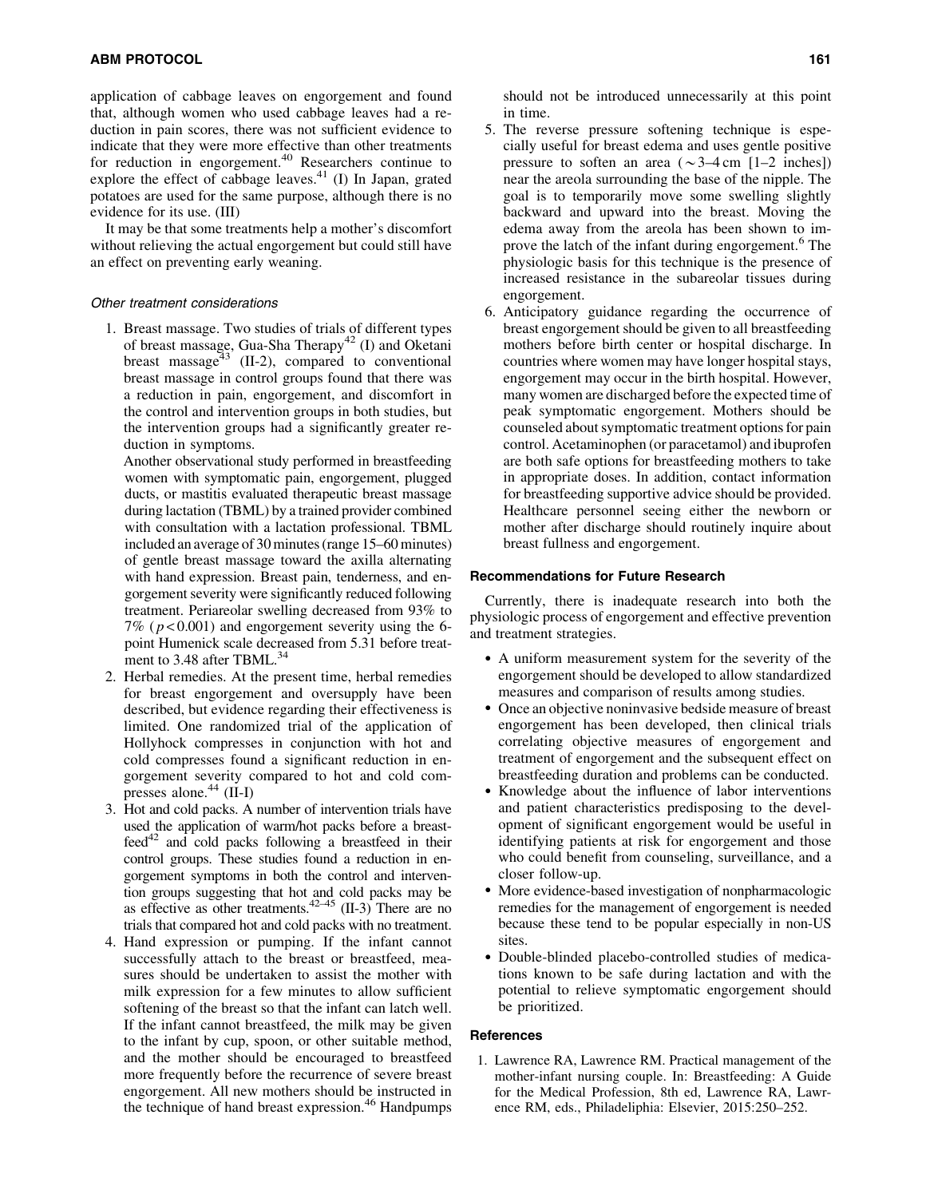application of cabbage leaves on engorgement and found that, although women who used cabbage leaves had a reduction in pain scores, there was not sufficient evidence to indicate that they were more effective than other treatments for reduction in engorgement.[40] Researchers continue to explore the effect of cabbage leaves.[41] (I) In Japan, grated potatoes are used for the same purpose, although there is no evidence for its use. (III)

It may be that some treatments help a mother's discomfort without relieving the actual engorgement but could still have an effect on preventing early weaning.

#### *Other treatment considerations*

1. Breast massage. Two studies of trials of different types of breast massage, Gua-Sha Therapy[42] (I) and Oketani breast massage[43] (II-2), compared to conventional breast massage in control groups found that there was a reduction in pain, engorgement, and discomfort in the control and intervention groups in both studies, but the intervention groups had a significantly greater reduction in symptoms.

   Another observational study performed in breastfeeding women with symptomatic pain, engorgement, plugged ducts, or mastitis evaluated therapeutic breast massage during lactation (TBML) by a trained provider combined with consultation with a lactation professional. TBML included an average of 30 minutes (range 15–60 minutes) of gentle breast massage toward the axilla alternating with hand expression. Breast pain, tenderness, and engorgement severity were significantly reduced following treatment. Periareolar swelling decreased from 93% to 7% ($p < 0.001$) and engorgement severity using the 6-point Humenick scale decreased from 5.31 before treatment to 3.48 after TBML.[34]
2. Herbal remedies. At the present time, herbal remedies for breast engorgement and oversupply have been described, but evidence regarding their effectiveness is limited. One randomized trial of the application of Hollyhock compresses in conjunction with hot and cold compresses found a significant reduction in engorgement severity compared to hot and cold compresses alone.[44] (II-I)
3. Hot and cold packs. A number of intervention trials have used the application of warm/hot packs before a breastfeed[42] and cold packs following a breastfeed in their control groups. These studies found a reduction in engorgement symptoms in both the control and intervention groups suggesting that hot and cold packs may be as effective as other treatments.[42–45] (II-3) There are no trials that compared hot and cold packs with no treatment.
4. Hand expression or pumping. If the infant cannot successfully attach to the breast or breastfeed, measures should be undertaken to assist the mother with milk expression for a few minutes to allow sufficient softening of the breast so that the infant can latch well. If the infant cannot breastfeed, the milk may be given to the infant by cup, spoon, or other suitable method, and the mother should be encouraged to breastfeed more frequently before the recurrence of severe breast engorgement. All new mothers should be instructed in the technique of hand breast expression.[46] Handpumps should not be introduced unnecessarily at this point in time.
5. The reverse pressure softening technique is especially useful for breast edema and uses gentle positive pressure to soften an area (~3–4 cm [1–2 inches]) near the areola surrounding the base of the nipple. The goal is to temporarily move some swelling slightly backward and upward into the breast. Moving the edema away from the areola has been shown to improve the latch of the infant during engorgement.[6] The physiologic basis for this technique is the presence of increased resistance in the subareolar tissues during engorgement.
6. Anticipatory guidance regarding the occurrence of breast engorgement should be given to all breastfeeding mothers before birth center or hospital discharge. In countries where women may have longer hospital stays, engorgement may occur in the birth hospital. However, many women are discharged before the expected time of peak symptomatic engorgement. Mothers should be counseled about symptomatic treatment options for pain control. Acetaminophen (or paracetamol) and ibuprofen are both safe options for breastfeeding mothers to take in appropriate doses. In addition, contact information for breastfeeding supportive advice should be provided. Healthcare personnel seeing either the newborn or mother after discharge should routinely inquire about breast fullness and engorgement.

### Recommendations for Future Research

Currently, there is inadequate research into both the physiologic process of engorgement and effective prevention and treatment strategies.

- A uniform measurement system for the severity of the engorgement should be developed to allow standardized measures and comparison of results among studies.
- Once an objective noninvasive bedside measure of breast engorgement has been developed, then clinical trials correlating objective measures of engorgement and treatment of engorgement and the subsequent effect on breastfeeding duration and problems can be conducted.
- Knowledge about the influence of labor interventions and patient characteristics predisposing to the development of significant engorgement would be useful in identifying patients at risk for engorgement and those who could benefit from counseling, surveillance, and a closer follow-up.
- More evidence-based investigation of nonpharmacologic remedies for the management of engorgement is needed because these tend to be popular especially in non-US sites.
- Double-blinded placebo-controlled studies of medications known to be safe during lactation and with the potential to relieve symptomatic engorgement should be prioritized.

### References

1. Lawrence RA, Lawrence RM. Practical management of the mother-infant nursing couple. In: Breastfeeding: A Guide for the Medical Profession, 8th ed, Lawrence RA, Lawrence RM, eds., Philadeliphia: Elsevier, 2015:250–252.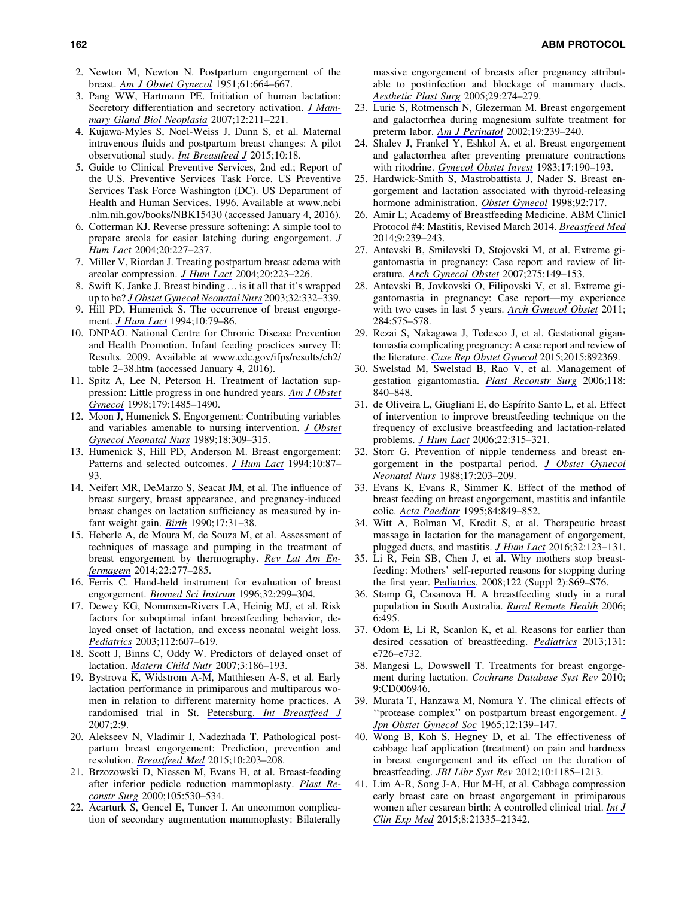2. Newton M, Newton N. Postpartum engorgement of the breast. Am J Obstet Gynecol 1951;61:664–667.
3. Pang WW, Hartmann PE. Initiation of human lactation: Secretory differentiation and secretory activation. J Mammary Gland Biol Neoplasia 2007;12:211–221.
4. Kujawa-Myles S, Noel-Weiss J, Dunn S, et al. Maternal intravenous fluids and postpartum breast changes: A pilot observational study. Int Breastfeed J 2015;10:18.
5. Guide to Clinical Preventive Services, 2nd ed.; Report of the U.S. Preventive Services Task Force. US Preventive Services Task Force Washington (DC). US Department of Health and Human Services. 1996. Available at www.ncbi.nlm.nih.gov/books/NBK15430 (accessed January 4, 2016).
6. Cotterman KJ. Reverse pressure softening: A simple tool to prepare areola for easier latching during engorgement. J Hum Lact 2004;20:227–237.
7. Miller V, Riordan J. Treating postpartum breast edema with areolar compression. J Hum Lact 2004;20:223–226.
8. Swift K, Janke J. Breast binding ... is it all that it's wrapped up to be? J Obstet Gynecol Neonatal Nurs 2003;32:332–339.
9. Hill PD, Humenick S. The occurrence of breast engorgement. J Hum Lact 1994;10:79–86.
10. DNPAO. National Centre for Chronic Disease Prevention and Health Promotion. Infant feeding practices survey II: Results. 2009. Available at www.cdc.gov/ifps/results/ch2/table 2–38.htm (accessed January 4, 2016).
11. Spitz A, Lee N, Peterson H. Treatment of lactation suppression: Little progress in one hundred years. Am J Obstet Gynecol 1998;179:1485–1490.
12. Moon J, Humenick S. Engorgement: Contributing variables and variables amenable to nursing intervention. J Obstet Gynecol Neonatal Nurs 1989;18:309–315.
13. Humenick S, Hill PD, Anderson M. Breast engorgement: Patterns and selected outcomes. J Hum Lact 1994;10:87–93.
14. Neifert MR, DeMarzo S, Seacat JM, et al. The influence of breast surgery, breast appearance, and pregnancy-induced breast changes on lactation sufficiency as measured by infant weight gain. Birth 1990;17:31–38.
15. Heberle A, de Moura M, de Souza M, et al. Assessment of techniques of massage and pumping in the treatment of breast engorgement by thermography. Rev Lat Am Enfermagem 2014;22:277–285.
16. Ferris C. Hand-held instrument for evaluation of breast engorgement. Biomed Sci Instrum 1996;32:299–304.
17. Dewey KG, Nommsen-Rivers LA, Heinig MJ, et al. Risk factors for suboptimal infant breastfeeding behavior, delayed onset of lactation, and excess neonatal weight loss. Pediatrics 2003;112:607–619.
18. Scott J, Binns C, Oddy W. Predictors of delayed onset of lactation. Matern Child Nutr 2007;3:186–193.
19. Bystrova K, Widstrom A-M, Matthiesen A-S, et al. Early lactation performance in primiparous and multiparous women in relation to different maternity home practices. A randomised trial in St. Petersburg. Int Breastfeed J 2007;2:9.
20. Alekseev N, Vladimir I, Nadezhada T. Pathological postpartum breast engorgement: Prediction, prevention and resolution. Breastfeed Med 2015;10:203–208.
21. Brzozowski D, Niessen M, Evans H, et al. Breast-feeding after inferior pedicle reduction mammoplasty. Plast Reconstr Surg 2000;105:530–534.
22. Acarturk S, Gencel E, Tuncer I. An uncommon complication of secondary augmentation mammoplasty: Bilaterally massive engorgement of breasts after pregnancy attributable to postinfection and blockage of mammary ducts. Aesthetic Plast Surg 2005;29:274–279.
23. Lurie S, Rotmensch N, Glezerman M. Breast engorgement and galactorrhea during magnesium sulfate treatment for preterm labor. Am J Perinatol 2002;19:239–240.
24. Shalev J, Frankel Y, Eshkol A, et al. Breast engorgement and galactorrhea after preventing premature contractions with ritodrine. Gynecol Obstet Invest 1983;17:190–193.
25. Hardwick-Smith S, Mastrobattista J, Nader S. Breast engorgement and lactation associated with thyroid-releasing hormone administration. Obstet Gynecol 1998;92:717.
26. Amir L; Academy of Breastfeeding Medicine. ABM Clinicl Protocol #4: Mastitis, Revised March 2014. Breastfeed Med 2014;9:239–243.
27. Antevski B, Smilevski D, Stojovski M, et al. Extreme gigantomastia in pregnancy: Case report and review of literature. Arch Gynecol Obstet 2007;275:149–153.
28. Antevski B, Jovkovski O, Filipovski V, et al. Extreme gigantomastia in pregnancy: Case report—my experience with two cases in last 5 years. Arch Gynecol Obstet 2011; 284:575–578.
29. Rezai S, Nakagawa J, Tedesco J, et al. Gestational gigantomastia complicating pregnancy: A case report and review of the literature. Case Rep Obstet Gynecol 2015;2015:892369.
30. Swelstad M, Swelstad B, Rao V, et al. Management of gestation gigantomastia. Plast Reconstr Surg 2006;118: 840–848.
31. de Oliveira L, Giugliani E, do Espírito Santo L, et al. Effect of intervention to improve breastfeeding technique on the frequency of exclusive breastfeeding and lactation-related problems. J Hum Lact 2006;22:315–321.
32. Storr G. Prevention of nipple tenderness and breast engorgement in the postpartal period. J Obstet Gynecol Neonatal Nurs 1988;17:203–209.
33. Evans K, Evans R, Simmer K. Effect of the method of breast feeding on breast engorgement, mastitis and infantile colic. Acta Paediatr 1995;84:849–852.
34. Witt A, Bolman M, Kredit S, et al. Therapeutic breast massage in lactation for the management of engorgement, plugged ducts, and mastitis. J Hum Lact 2016;32:123–131.
35. Li R, Fein SB, Chen J, et al. Why mothers stop breastfeeding: Mothers' self-reported reasons for stopping during the first year. Pediatrics. 2008;122 (Suppl 2):S69–S76.
36. Stamp G, Casanova H. A breastfeeding study in a rural population in South Australia. Rural Remote Health 2006; 6:495.
37. Odom E, Li R, Scanlon K, et al. Reasons for earlier than desired cessation of breastfeeding. Pediatrics 2013;131: e726–e732.
38. Mangesi L, Dowswell T. Treatments for breast engorgement during lactation. Cochrane Database Syst Rev 2010; 9:CD006946.
39. Murata T, Hanzawa M, Nomura Y. The clinical effects of "protease complex" on postpartum breast engorgement. J Jpn Obstet Gynecol Soc 1965;12:139–147.
40. Wong B, Koh S, Hegney D, et al. The effectiveness of cabbage leaf application (treatment) on pain and hardness in breast engorgement and its effect on the duration of breastfeeding. JBI Libr Syst Rev 2012;10:1185–1213.
41. Lim A-R, Song J-A, Hur M-H, et al. Cabbage compression early breast care on breast engorgement in primiparous women after cesarean birth: A controlled clinical trial. Int J Clin Exp Med 2015;8:21335–21342.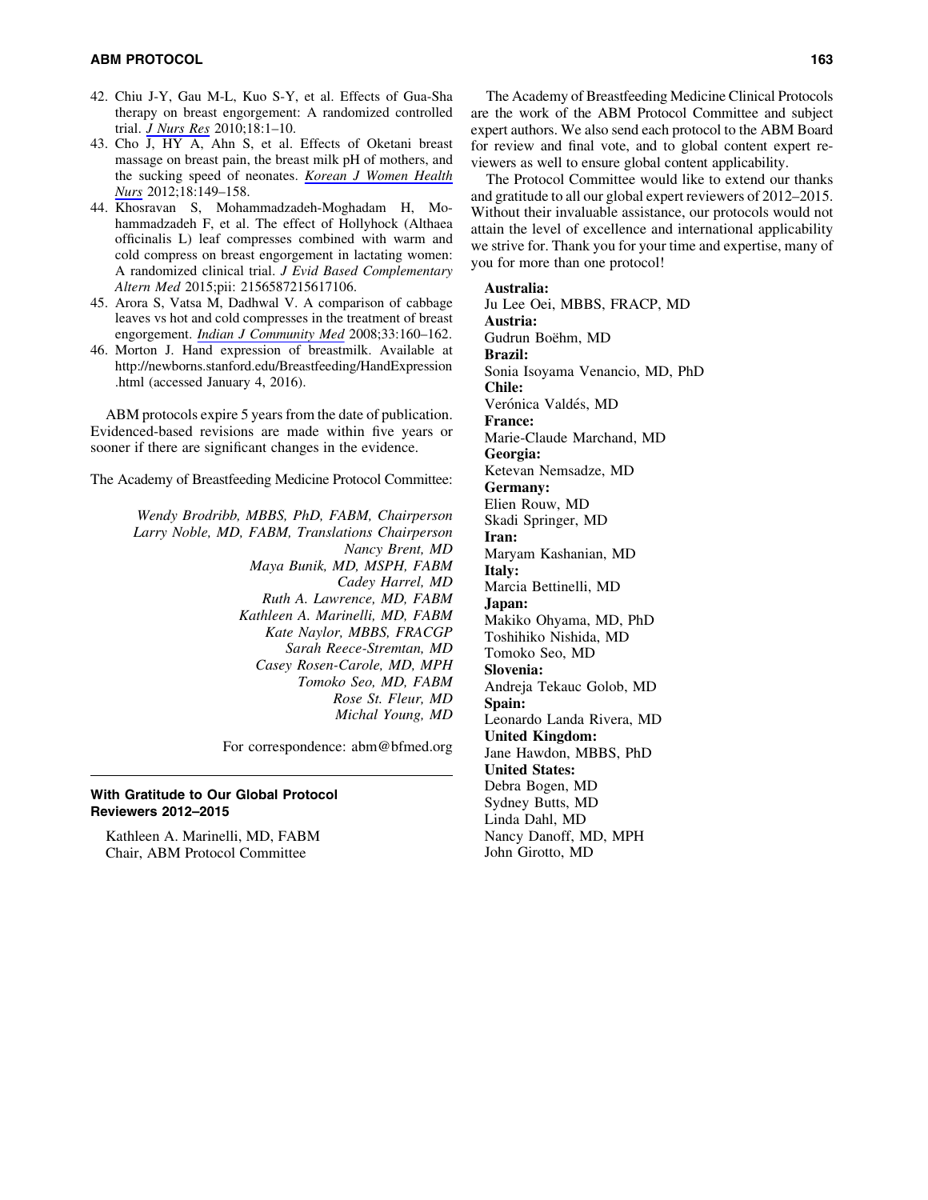42. Chiu J-Y, Gau M-L, Kuo S-Y, et al. Effects of Gua-Sha therapy on breast engorgement: A randomized controlled trial. *J Nurs Res* 2010;18:1–10.
43. Cho J, HY A, Ahn S, et al. Effects of Oketani breast massage on breast pain, the breast milk pH of mothers, and the sucking speed of neonates. *Korean J Women Health Nurs* 2012;18:149–158.
44. Khosravan S, Mohammadzadeh-Moghadam H, Mohammadzadeh F, et al. The effect of Hollyhock (Althaea officinalis L) leaf compresses combined with warm and cold compress on breast engorgement in lactating women: A randomized clinical trial. *J Evid Based Complementary Altern Med* 2015;pii: 2156587215617106.
45. Arora S, Vatsa M, Dadhwal V. A comparison of cabbage leaves vs hot and cold compresses in the treatment of breast engorgement. *Indian J Community Med* 2008;33:160–162.
46. Morton J. Hand expression of breastmilk. Available at http://newborns.stanford.edu/Breastfeeding/HandExpression.html (accessed January 4, 2016).

ABM protocols expire 5 years from the date of publication. Evidenced-based revisions are made within five years or sooner if there are significant changes in the evidence.

The Academy of Breastfeeding Medicine Protocol Committee:

*Wendy Brodribb, MBBS, PhD, FABM, Chairperson*
*Larry Noble, MD, FABM, Translations Chairperson*
*Nancy Brent, MD*
*Maya Bunik, MD, MSPH, FABM*
*Cadey Harrel, MD*
*Ruth A. Lawrence, MD, FABM*
*Kathleen A. Marinelli, MD, FABM*
*Kate Naylor, MBBS, FRACGP*
*Sarah Reece-Stremtan, MD*
*Casey Rosen-Carole, MD, MPH*
*Tomoko Seo, MD, FABM*
*Rose St. Fleur, MD*
*Michal Young, MD*

For correspondence: abm@bfmed.org

## With Gratitude to Our Global Protocol Reviewers 2012–2015

Kathleen A. Marinelli, MD, FABM
Chair, ABM Protocol Committee

The Academy of Breastfeeding Medicine Clinical Protocols are the work of the ABM Protocol Committee and subject expert authors. We also send each protocol to the ABM Board for review and final vote, and to global content expert reviewers as well to ensure global content applicability.

The Protocol Committee would like to extend our thanks and gratitude to all our global expert reviewers of 2012–2015. Without their invaluable assistance, our protocols would not attain the level of excellence and international applicability we strive for. Thank you for your time and expertise, many of you for more than one protocol!

**Australia:**
Ju Lee Oei, MBBS, FRACP, MD
**Austria:**
Gudrun Boëhm, MD
**Brazil:**
Sonia Isoyama Venancio, MD, PhD
**Chile:**
Verónica Valdés, MD
**France:**
Marie-Claude Marchand, MD
**Georgia:**
Ketevan Nemsadze, MD
**Germany:**
Elien Rouw, MD
Skadi Springer, MD
**Iran:**
Maryam Kashanian, MD
**Italy:**
Marcia Bettinelli, MD
**Japan:**
Makiko Ohyama, MD, PhD
Toshihiko Nishida, MD
Tomoko Seo, MD
**Slovenia:**
Andreja Tekauc Golob, MD
**Spain:**
Leonardo Landa Rivera, MD
**United Kingdom:**
Jane Hawdon, MBBS, PhD
**United States:**
Debra Bogen, MD
Sydney Butts, MD
Linda Dahl, MD
Nancy Danoff, MD, MPH
John Girotto, MD